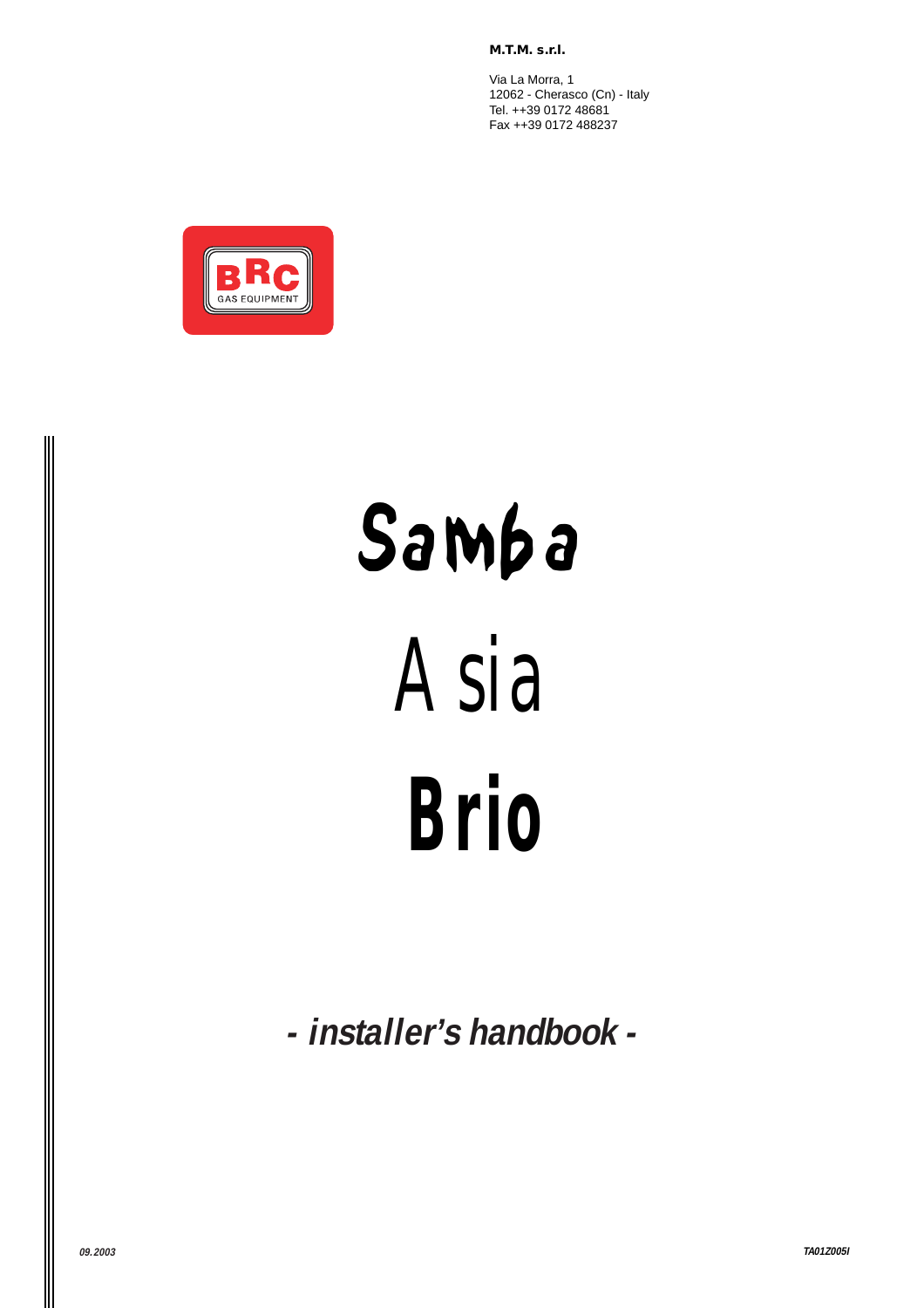**M.T.M. s.r.l.**

Via La Morra, 1
12062 - Cherasco (Cn) - Italy
Tel. ++39 0172 48681
Fax ++39 0172 488237

BRC
GAS EQUIPMENT

# Samba

# Asia

# Brio

## *- installer's handbook -*

*09.2003*

*TA01Z005I*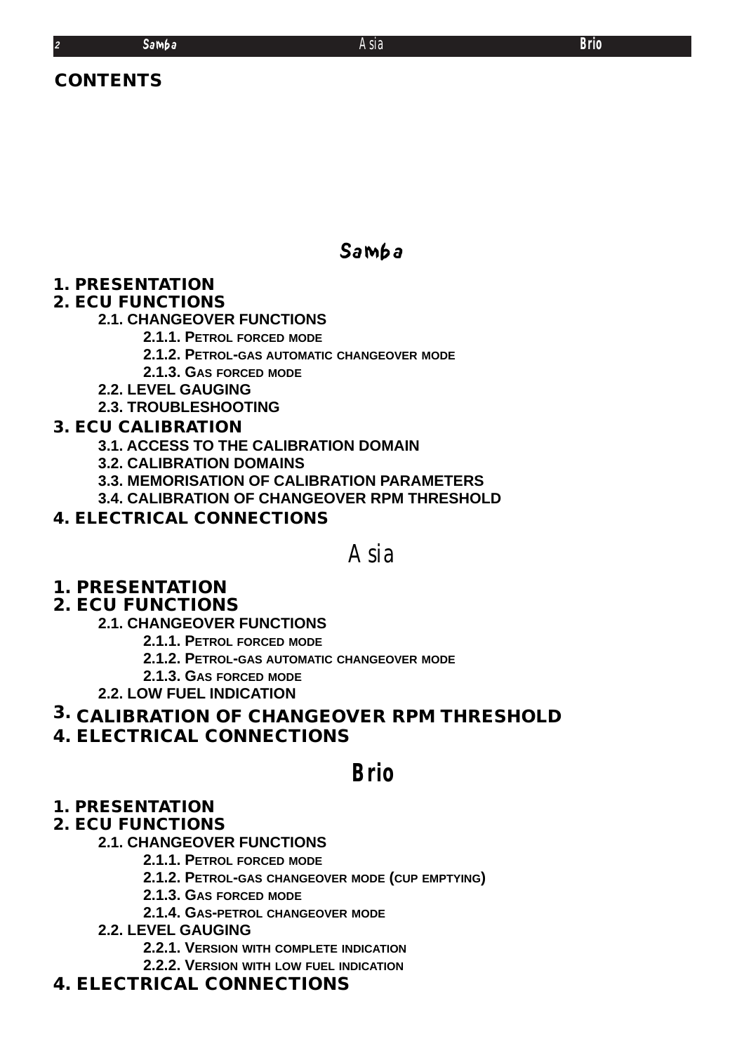# CONTENTS

## Samba

**1. PRESENTATION**

**2. ECU FUNCTIONS**

- **2.1. CHANGEOVER FUNCTIONS**
  - **2.1.1. PETROL FORCED MODE**
  - **2.1.2. PETROL-GAS AUTOMATIC CHANGEOVER MODE**
  - **2.1.3. GAS FORCED MODE**
- **2.2. LEVEL GAUGING**
- **2.3. TROUBLESHOOTING**

**3. ECU CALIBRATION**

- **3.1. ACCESS TO THE CALIBRATION DOMAIN**
- **3.2. CALIBRATION DOMAINS**
- **3.3. MEMORISATION OF CALIBRATION PARAMETERS**
- **3.4. CALIBRATION OF CHANGEOVER RPM THRESHOLD**

**4. ELECTRICAL CONNECTIONS**

## Asia

**1. PRESENTATION**

**2. ECU FUNCTIONS**

- **2.1. CHANGEOVER FUNCTIONS**
  - **2.1.1. PETROL FORCED MODE**
  - **2.1.2. PETROL-GAS AUTOMATIC CHANGEOVER MODE**
  - **2.1.3. GAS FORCED MODE**
- **2.2. LOW FUEL INDICATION**

**3. CALIBRATION OF CHANGEOVER RPM THRESHOLD**

**4. ELECTRICAL CONNECTIONS**

## Brio

**1. PRESENTATION**

**2. ECU FUNCTIONS**

- **2.1. CHANGEOVER FUNCTIONS**
  - **2.1.1. PETROL FORCED MODE**
  - **2.1.2. PETROL-GAS CHANGEOVER MODE (CUP EMPTYING)**
  - **2.1.3. GAS FORCED MODE**
  - **2.1.4. GAS-PETROL CHANGEOVER MODE**
- **2.2. LEVEL GAUGING**
  - **2.2.1. VERSION WITH COMPLETE INDICATION**
  - **2.2.2. VERSION WITH LOW FUEL INDICATION**

**4. ELECTRICAL CONNECTIONS**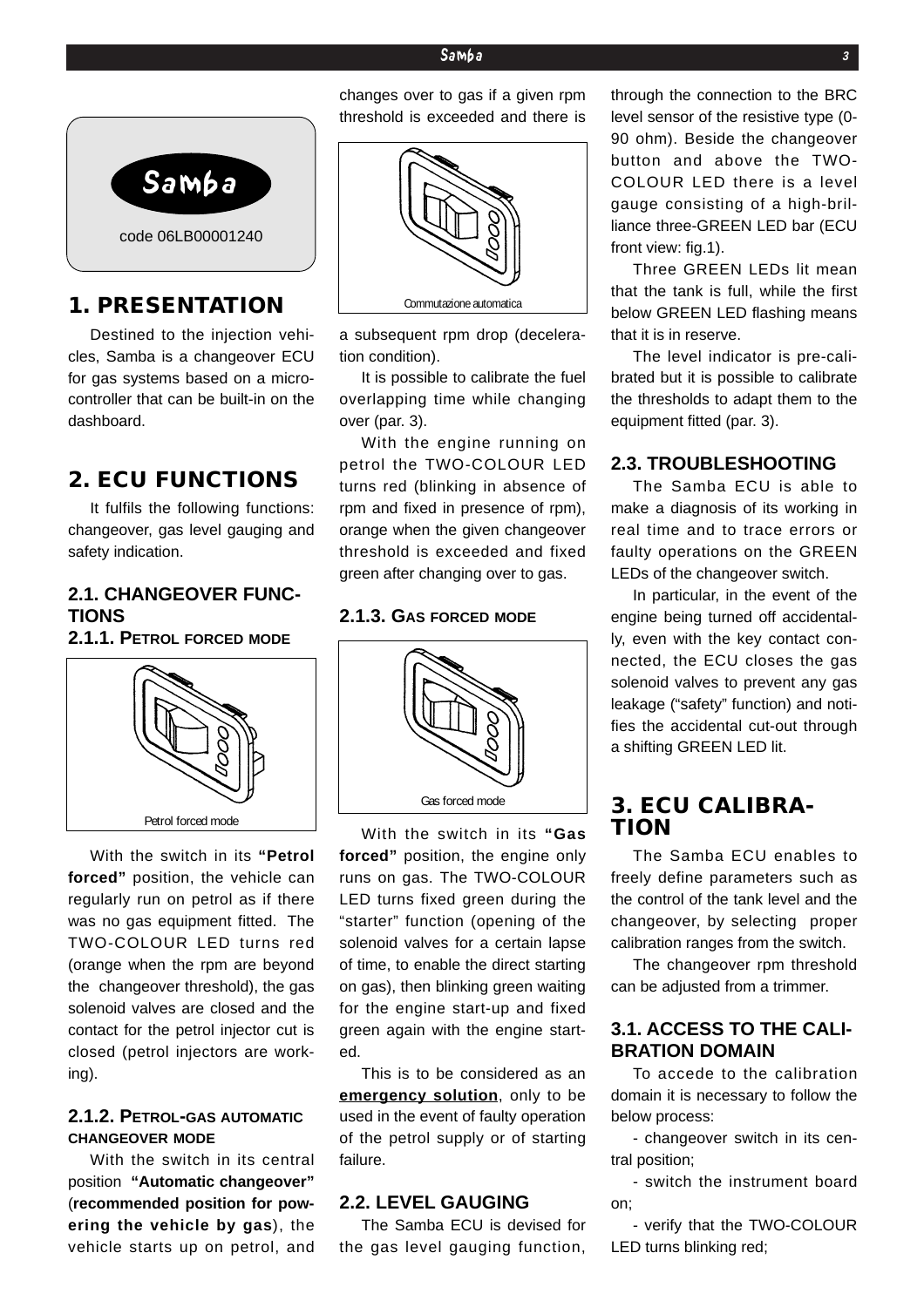Samba

code 06LB00001240

# 1. PRESENTATION

Destined to the injection vehicles, Samba is a changeover ECU for gas systems based on a microcontroller that can be built-in on the dashboard.

# 2. ECU FUNCTIONS

It fulfils the following functions: changeover, gas level gauging and safety indication.

## 2.1. CHANGEOVER FUNCTIONS

### 2.1.1. Petrol forced mode

Petrol forced mode

With the switch in its **"Petrol forced"** position, the vehicle can regularly run on petrol as if there was no gas equipment fitted. The TWO-COLOUR LED turns red (orange when the rpm are beyond the changeover threshold), the gas solenoid valves are closed and the contact for the petrol injector cut is closed (petrol injectors are working).

### 2.1.2. Petrol-gas automatic changeover mode

With the switch in its central position **"Automatic changeover"** (**recommended position for powering the vehicle by gas**), the vehicle starts up on petrol, and changes over to gas if a given rpm threshold is exceeded and there is

Commutazione automatica

a subsequent rpm drop (deceleration condition).

It is possible to calibrate the fuel overlapping time while changing over (par. 3).

With the engine running on petrol the TWO-COLOUR LED turns red (blinking in absence of rpm and fixed in presence of rpm), orange when the given changeover threshold is exceeded and fixed green after changing over to gas.

### 2.1.3. Gas forced mode

Gas forced mode

With the switch in its **"Gas forced"** position, the engine only runs on gas. The TWO-COLOUR LED turns fixed green during the "starter" function (opening of the solenoid valves for a certain lapse of time, to enable the direct starting on gas), then blinking green waiting for the engine start-up and fixed green again with the engine started.

This is to be considered as an **emergency solution**, only to be used in the event of faulty operation of the petrol supply or of starting failure.

## 2.2. LEVEL GAUGING

The Samba ECU is devised for the gas level gauging function, through the connection to the BRC level sensor of the resistive type (0-90 ohm). Beside the changeover button and above the TWO-COLOUR LED there is a level gauge consisting of a high-brilliance three-GREEN LED bar (ECU front view: fig.1).

Three GREEN LEDs lit mean that the tank is full, while the first below GREEN LED flashing means that it is in reserve.

The level indicator is pre-calibrated but it is possible to calibrate the thresholds to adapt them to the equipment fitted (par. 3).

## 2.3. TROUBLESHOOTING

The Samba ECU is able to make a diagnosis of its working in real time and to trace errors or faulty operations on the GREEN LEDs of the changeover switch.

In particular, in the event of the engine being turned off accidentally, even with the key contact connected, the ECU closes the gas solenoid valves to prevent any gas leakage ("safety" function) and notifies the accidental cut-out through a shifting GREEN LED lit.

# 3. ECU CALIBRATION

The Samba ECU enables to freely define parameters such as the control of the tank level and the changeover, by selecting proper calibration ranges from the switch.

The changeover rpm threshold can be adjusted from a trimmer.

## 3.1. ACCESS TO THE CALIBRATION DOMAIN

To accede to the calibration domain it is necessary to follow the below process:

- changeover switch in its central position;
- switch the instrument board on;
- verify that the TWO-COLOUR LED turns blinking red;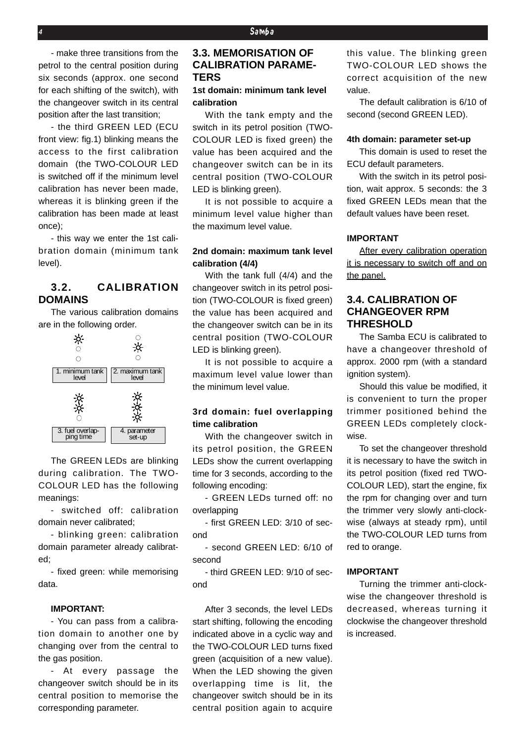- make three transitions from the petrol to the central position during six seconds (approx. one second for each shifting of the switch), with the changeover switch in its central position after the last transition;

- the third GREEN LED (ECU front view: fig.1) blinking means the access to the first calibration domain (the TWO-COLOUR LED is switched off if the minimum level calibration has never been made, whereas it is blinking green if the calibration has been made at least once);

- this way we enter the 1st calibration domain (minimum tank level).

## 3.2. CALIBRATION DOMAINS

The various calibration domains are in the following order.

1. minimum tank level
2. maximum tank level
3. fuel overlapping time
4. parameter set-up

The GREEN LEDs are blinking during calibration. The TWO-COLOUR LED has the following meanings:

- switched off: calibration domain never calibrated;

- blinking green: calibration domain parameter already calibrated;

- fixed green: while memorising data.

**IMPORTANT:**

- You can pass from a calibration domain to another one by changing over from the central to the gas position.

- At every passage the changeover switch should be in its central position to memorise the corresponding parameter.

## 3.3. MEMORISATION OF CALIBRATION PARAMETERS

**1st domain: minimum tank level calibration**

With the tank empty and the switch in its petrol position (TWO-COLOUR LED is fixed green) the value has been acquired and the changeover switch can be in its central position (TWO-COLOUR LED is blinking green).

It is not possible to acquire a minimum level value higher than the maximum level value.

**2nd domain: maximum tank level calibration (4/4)**

With the tank full (4/4) and the changeover switch in its petrol position (TWO-COLOUR is fixed green) the value has been acquired and the changeover switch can be in its central position (TWO-COLOUR LED is blinking green).

It is not possible to acquire a maximum level value lower than the minimum level value.

**3rd domain: fuel overlapping time calibration**

With the changeover switch in its petrol position, the GREEN LEDs show the current overlapping time for 3 seconds, according to the following encoding:

- GREEN LEDs turned off: no overlapping

- first GREEN LED: 3/10 of second

- second GREEN LED: 6/10 of second

- third GREEN LED: 9/10 of second

After 3 seconds, the level LEDs start shifting, following the encoding indicated above in a cyclic way and the TWO-COLOUR LED turns fixed green (acquisition of a new value). When the LED showing the given overlapping time is lit, the changeover switch should be in its central position again to acquire this value. The blinking green TWO-COLOUR LED shows the correct acquisition of the new value.

The default calibration is 6/10 of second (second GREEN LED).

**4th domain: parameter set-up**

This domain is used to reset the ECU default parameters.

With the switch in its petrol position, wait approx. 5 seconds: the 3 fixed GREEN LEDs mean that the default values have been reset.

**IMPORTANT**

After every calibration operation it is necessary to switch off and on the panel.

## 3.4. CALIBRATION OF CHANGEOVER RPM THRESHOLD

The Samba ECU is calibrated to have a changeover threshold of approx. 2000 rpm (with a standard ignition system).

Should this value be modified, it is convenient to turn the proper trimmer positioned behind the GREEN LEDs completely clockwise.

To set the changeover threshold it is necessary to have the switch in its petrol position (fixed red TWO-COLOUR LED), start the engine, fix the rpm for changing over and turn the trimmer very slowly anti-clockwise (always at steady rpm), until the TWO-COLOUR LED turns from red to orange.

**IMPORTANT**

Turning the trimmer anti-clockwise the changeover threshold is decreased, whereas turning it clockwise the changeover threshold is increased.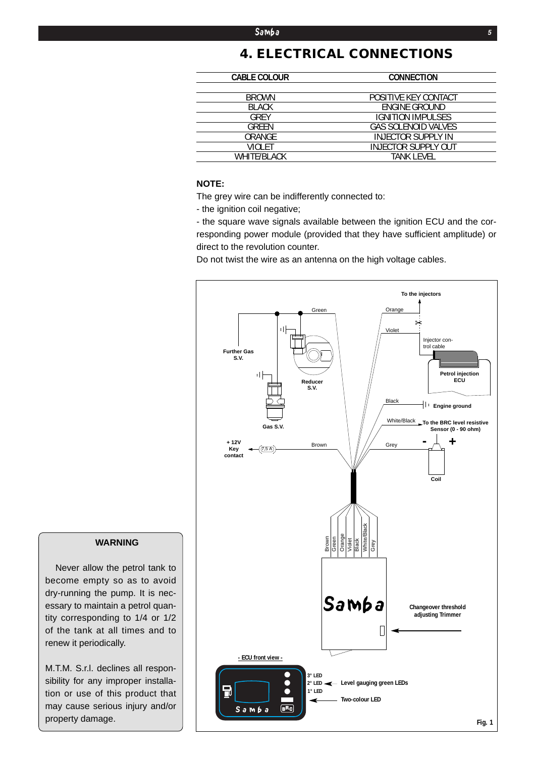# 4. ELECTRICAL CONNECTIONS

| CABLE COLOUR | CONNECTION |
|---|---|
| BROWN | POSITIVE KEY CONTACT |
| BLACK | ENGINE GROUND |
| GREY | IGNITION IMPULSES |
| GREEN | GAS SOLENOID VALVES |
| ORANGE | INJECTOR SUPPLY IN |
| VIOLET | INJECTOR SUPPLY OUT |
| WHITE/BLACK | TANK LEVEL |

**NOTE:**

The grey wire can be indifferently connected to:

- the ignition coil negative;
- the square wave signals available between the ignition ECU and the corresponding power module (provided that they have sufficient amplitude) or direct to the revolution counter.

Do not twist the wire as an antenna on the high voltage cables.

Fig. 1

**WARNING**

Never allow the petrol tank to become empty so as to avoid dry-running the pump. It is necessary to maintain a petrol quantity corresponding to 1/4 or 1/2 of the tank at all times and to renew it periodically.

M.T.M. S.r.l. declines all responsibility for any improper installation or use of this product that may cause serious injury and/or property damage.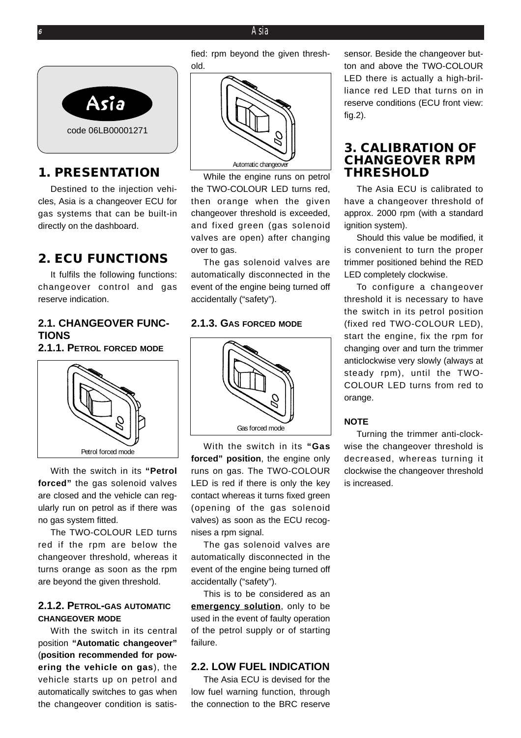Asia

code 06LB00001271

## 1. PRESENTATION

Destined to the injection vehicles, Asia is a changeover ECU for gas systems that can be built-in directly on the dashboard.

## 2. ECU FUNCTIONS

It fulfils the following functions: changeover control and gas reserve indication.

### 2.1. CHANGEOVER FUNCTIONS

#### 2.1.1. Petrol forced mode

Petrol forced mode

With the switch in its **"Petrol forced"** the gas solenoid valves are closed and the vehicle can regularly run on petrol as if there was no gas system fitted.

The TWO-COLOUR LED turns red if the rpm are below the changeover threshold, whereas it turns orange as soon as the rpm are beyond the given threshold.

#### 2.1.2. Petrol-gas automatic changeover mode

With the switch in its central position **"Automatic changeover"** (**position recommended for powering the vehicle on gas**), the vehicle starts up on petrol and automatically switches to gas when the changeover condition is satisfied: rpm beyond the given threshold.

Automatic changeover

While the engine runs on petrol the TWO-COLOUR LED turns red, then orange when the given changeover threshold is exceeded, and fixed green (gas solenoid valves are open) after changing over to gas.

The gas solenoid valves are automatically disconnected in the event of the engine being turned off accidentally ("safety").

#### 2.1.3. Gas forced mode

Gas forced mode

With the switch in its **"Gas forced" position**, the engine only runs on gas. The TWO-COLOUR LED is red if there is only the key contact whereas it turns fixed green (opening of the gas solenoid valves) as soon as the ECU recognises a rpm signal.

The gas solenoid valves are automatically disconnected in the event of the engine being turned off accidentally ("safety").

This is to be considered as an **emergency solution**, only to be used in the event of faulty operation of the petrol supply or of starting failure.

### 2.2. LOW FUEL INDICATION

The Asia ECU is devised for the low fuel warning function, through the connection to the BRC reserve sensor. Beside the changeover button and above the TWO-COLOUR LED there is actually a high-brilliance red LED that turns on in reserve conditions (ECU front view: fig.2).

## 3. CALIBRATION OF CHANGEOVER RPM THRESHOLD

The Asia ECU is calibrated to have a changeover threshold of approx. 2000 rpm (with a standard ignition system).

Should this value be modified, it is convenient to turn the proper trimmer positioned behind the RED LED completely clockwise.

To configure a changeover threshold it is necessary to have the switch in its petrol position (fixed red TWO-COLOUR LED), start the engine, fix the rpm for changing over and turn the trimmer anticlockwise very slowly (always at steady rpm), until the TWO-COLOUR LED turns from red to orange.

**NOTE**

Turning the trimmer anti-clockwise the changeover threshold is decreased, whereas turning it clockwise the changeover threshold is increased.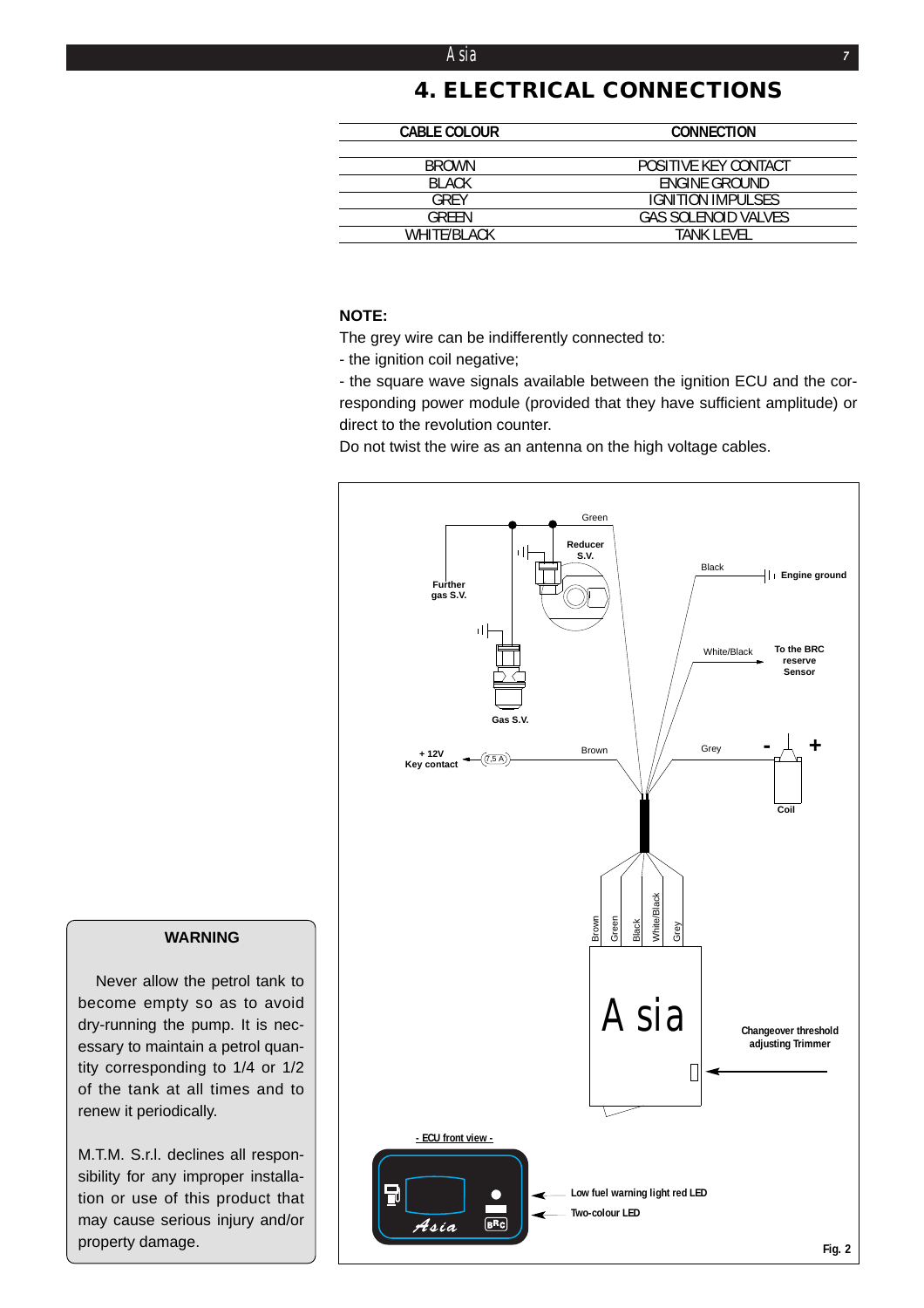# 4. ELECTRICAL CONNECTIONS

| CABLE COLOUR | CONNECTION |
|---|---|
| BROWN | POSITIVE KEY CONTACT |
| BLACK | ENGINE GROUND |
| GREY | IGNITION IMPULSES |
| GREEN | GAS SOLENOID VALVES |
| WHITE/BLACK | TANK LEVEL |

**NOTE:**

The grey wire can be indifferently connected to:

- the ignition coil negative;
- the square wave signals available between the ignition ECU and the corresponding power module (provided that they have sufficient amplitude) or direct to the revolution counter.

Do not twist the wire as an antenna on the high voltage cables.

Fig. 2

**WARNING**

Never allow the petrol tank to become empty so as to avoid dry-running the pump. It is necessary to maintain a petrol quantity corresponding to 1/4 or 1/2 of the tank at all times and to renew it periodically.

M.T.M. S.r.l. declines all responsibility for any improper installation or use of this product that may cause serious injury and/or property damage.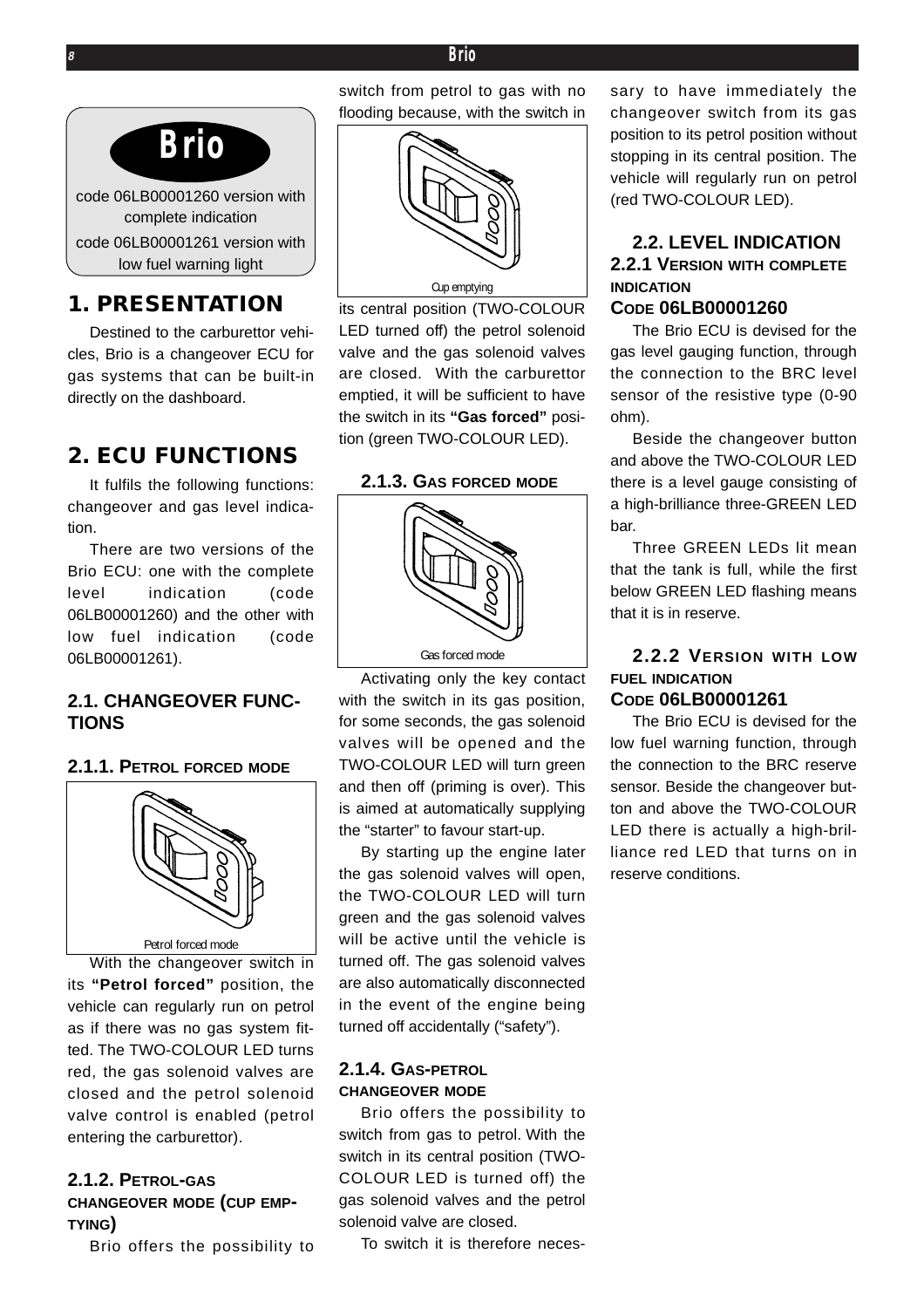**Brio**

code 06LB00001260 version with complete indication

code 06LB00001261 version with low fuel warning light

# 1. PRESENTATION

Destined to the carburettor vehicles, Brio is a changeover ECU for gas systems that can be built-in directly on the dashboard.

# 2. ECU FUNCTIONS

It fulfils the following functions: changeover and gas level indication.

There are two versions of the Brio ECU: one with the complete level indication (code 06LB00001260) and the other with low fuel indication (code 06LB00001261).

## 2.1. CHANGEOVER FUNCTIONS

### 2.1.1. PETROL FORCED MODE

Petrol forced mode

With the changeover switch in its **"Petrol forced"** position, the vehicle can regularly run on petrol as if there was no gas system fitted. The TWO-COLOUR LED turns red, the gas solenoid valves are closed and the petrol solenoid valve control is enabled (petrol entering the carburettor).

### 2.1.2. PETROL-GAS CHANGEOVER MODE (CUP EMPTYING)

Brio offers the possibility to switch from petrol to gas with no flooding because, with the switch in

Cup emptying

its central position (TWO-COLOUR LED turned off) the petrol solenoid valve and the gas solenoid valves are closed. With the carburettor emptied, it will be sufficient to have the switch in its **"Gas forced"** position (green TWO-COLOUR LED).

### 2.1.3. GAS FORCED MODE

Gas forced mode

Activating only the key contact with the switch in its gas position, for some seconds, the gas solenoid valves will be opened and the TWO-COLOUR LED will turn green and then off (priming is over). This is aimed at automatically supplying the "starter" to favour start-up.

By starting up the engine later the gas solenoid valves will open, the TWO-COLOUR LED will turn green and the gas solenoid valves will be active until the vehicle is turned off. The gas solenoid valves are also automatically disconnected in the event of the engine being turned off accidentally ("safety").

### 2.1.4. GAS-PETROL CHANGEOVER MODE

Brio offers the possibility to switch from gas to petrol. With the switch in its central position (TWO-COLOUR LED is turned off) the gas solenoid valves and the petrol solenoid valve are closed.

To switch it is therefore necessary to have immediately the changeover switch from its gas position to its petrol position without stopping in its central position. The vehicle will regularly run on petrol (red TWO-COLOUR LED).

## 2.2. LEVEL INDICATION

### 2.2.1 VERSION WITH COMPLETE INDICATION CODE 06LB00001260

The Brio ECU is devised for the gas level gauging function, through the connection to the BRC level sensor of the resistive type (0-90 ohm).

Beside the changeover button and above the TWO-COLOUR LED there is a level gauge consisting of a high-brilliance three-GREEN LED bar.

Three GREEN LEDs lit mean that the tank is full, while the first below GREEN LED flashing means that it is in reserve.

### 2.2.2 VERSION WITH LOW FUEL INDICATION CODE 06LB00001261

The Brio ECU is devised for the low fuel warning function, through the connection to the BRC reserve sensor. Beside the changeover button and above the TWO-COLOUR LED there is actually a high-brilliance red LED that turns on in reserve conditions.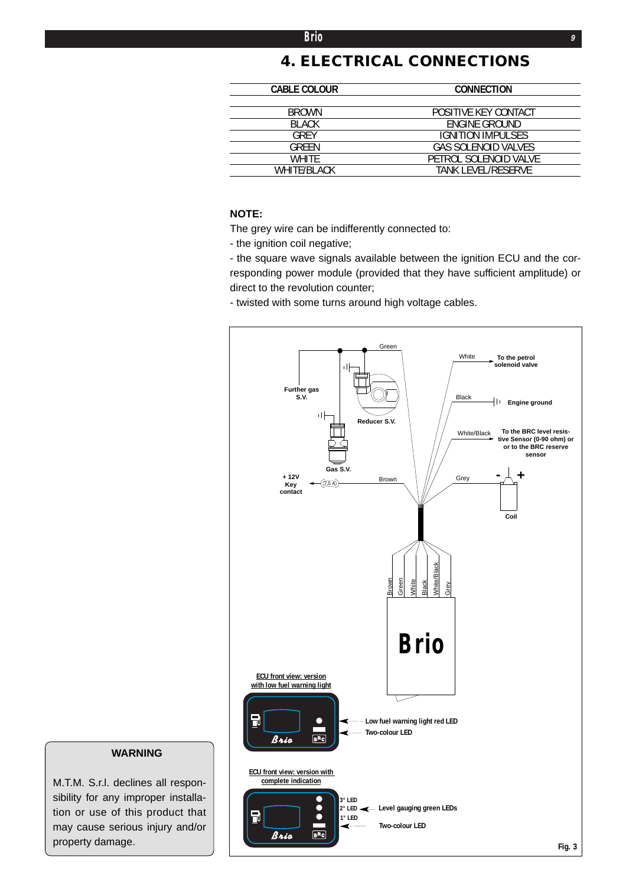## 4. ELECTRICAL CONNECTIONS

| CABLE COLOUR | CONNECTION |
|---|---|
| BROWN | POSITIVE KEY CONTACT |
| BLACK | ENGINE GROUND |
| GREY | IGNITION IMPULSES |
| GREEN | GAS SOLENOID VALVES |
| WHITE | PETROL SOLENOID VALVE |
| WHITE/BLACK | TANK LEVEL/RESERVE |

**NOTE:**

The grey wire can be indifferently connected to:

- the ignition coil negative;
- the square wave signals available between the ignition ECU and the corresponding power module (provided that they have sufficient amplitude) or direct to the revolution counter;
- twisted with some turns around high voltage cables.

Green
White
To the petrol solenoid valve
Further gas S.V.
Black
Engine ground
Reducer S.V.
White/Black
To the BRC level resistive Sensor (0-90 ohm) or or to the BRC reserve sensor
Gas S.V.
+ 12V Key contact
7,5 A
Brown
Grey
- +
Coil
Brown Green White Black White/Black Grey
Brio
ECU front view: version with low fuel warning light
Low fuel warning light red LED
Two-colour LED
ECU front view: version with complete indication
3° LED
2° LED
1° LED
Level gauging green LEDs
Two-colour LED

Fig. 3

**WARNING**

M.T.M. S.r.l. declines all responsibility for any improper installation or use of this product that may cause serious injury and/or property damage.